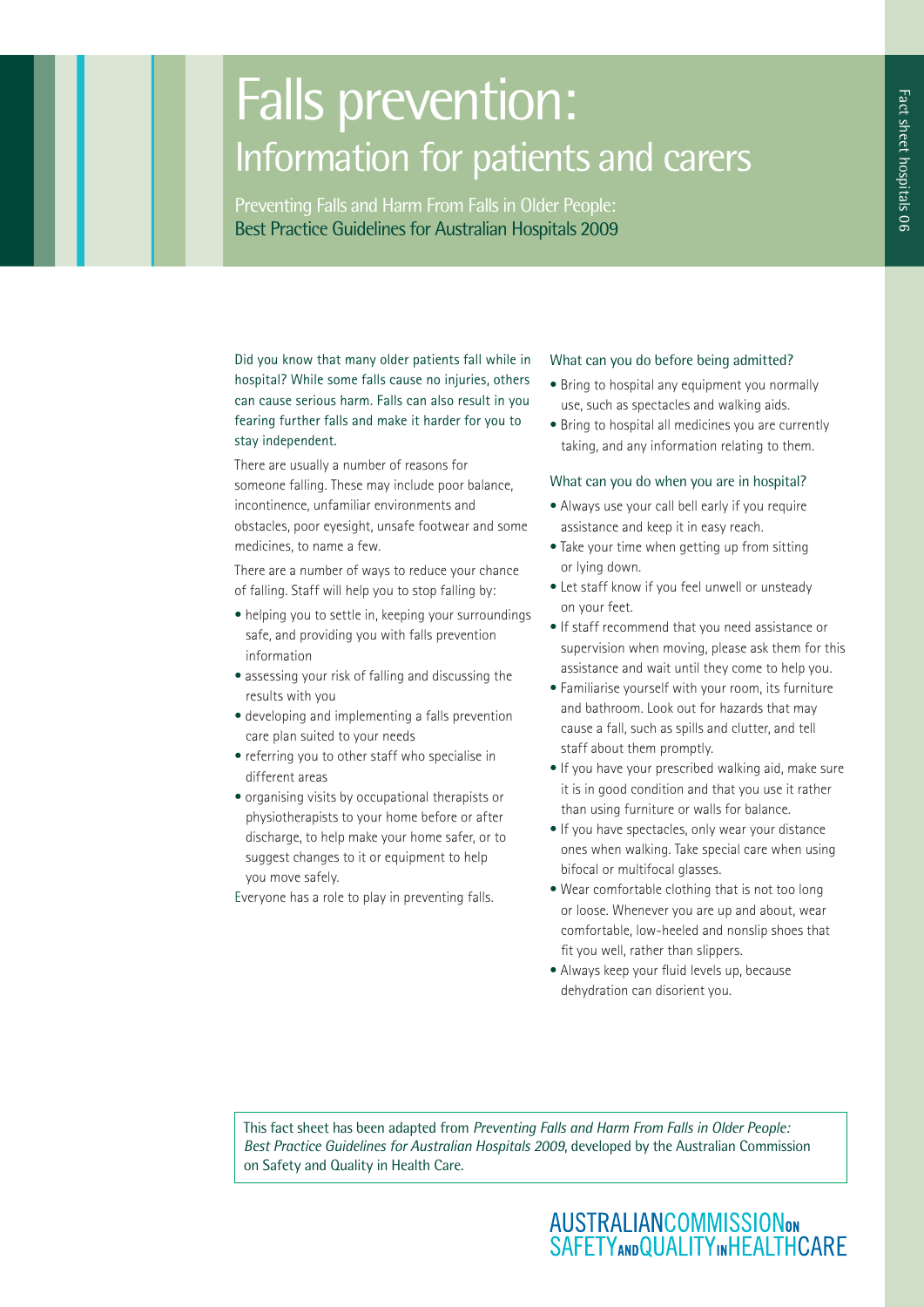# Falls prevention:

## Information for patients and carers

Preventing Falls and Harm From Falls in Older People:
Best Practice Guidelines for Australian Hospitals 2009

Did you know that many older patients fall while in hospital? While some falls cause no injuries, others can cause serious harm. Falls can also result in you fearing further falls and make it harder for you to stay independent.

There are usually a number of reasons for someone falling. These may include poor balance, incontinence, unfamiliar environments and obstacles, poor eyesight, unsafe footwear and some medicines, to name a few.

There are a number of ways to reduce your chance of falling. Staff will help you to stop falling by:

- helping you to settle in, keeping your surroundings safe, and providing you with falls prevention information
- assessing your risk of falling and discussing the results with you
- developing and implementing a falls prevention care plan suited to your needs
- referring you to other staff who specialise in different areas
- organising visits by occupational therapists or physiotherapists to your home before or after discharge, to help make your home safer, or to suggest changes to it or equipment to help you move safely.

Everyone has a role to play in preventing falls.

### What can you do before being admitted?

- Bring to hospital any equipment you normally use, such as spectacles and walking aids.
- Bring to hospital all medicines you are currently taking, and any information relating to them.

### What can you do when you are in hospital?

- Always use your call bell early if you require assistance and keep it in easy reach.
- Take your time when getting up from sitting or lying down.
- Let staff know if you feel unwell or unsteady on your feet.
- If staff recommend that you need assistance or supervision when moving, please ask them for this assistance and wait until they come to help you.
- Familiarise yourself with your room, its furniture and bathroom. Look out for hazards that may cause a fall, such as spills and clutter, and tell staff about them promptly.
- If you have your prescribed walking aid, make sure it is in good condition and that you use it rather than using furniture or walls for balance.
- If you have spectacles, only wear your distance ones when walking. Take special care when using bifocal or multifocal glasses.
- Wear comfortable clothing that is not too long or loose. Whenever you are up and about, wear comfortable, low-heeled and nonslip shoes that fit you well, rather than slippers.
- Always keep your fluid levels up, because dehydration can disorient you.

This fact sheet has been adapted from *Preventing Falls and Harm From Falls in Older People: Best Practice Guidelines for Australian Hospitals 2009*, developed by the Australian Commission on Safety and Quality in Health Care.

AUSTRALIAN COMMISSION ON SAFETY AND QUALITY IN HEALTH CARE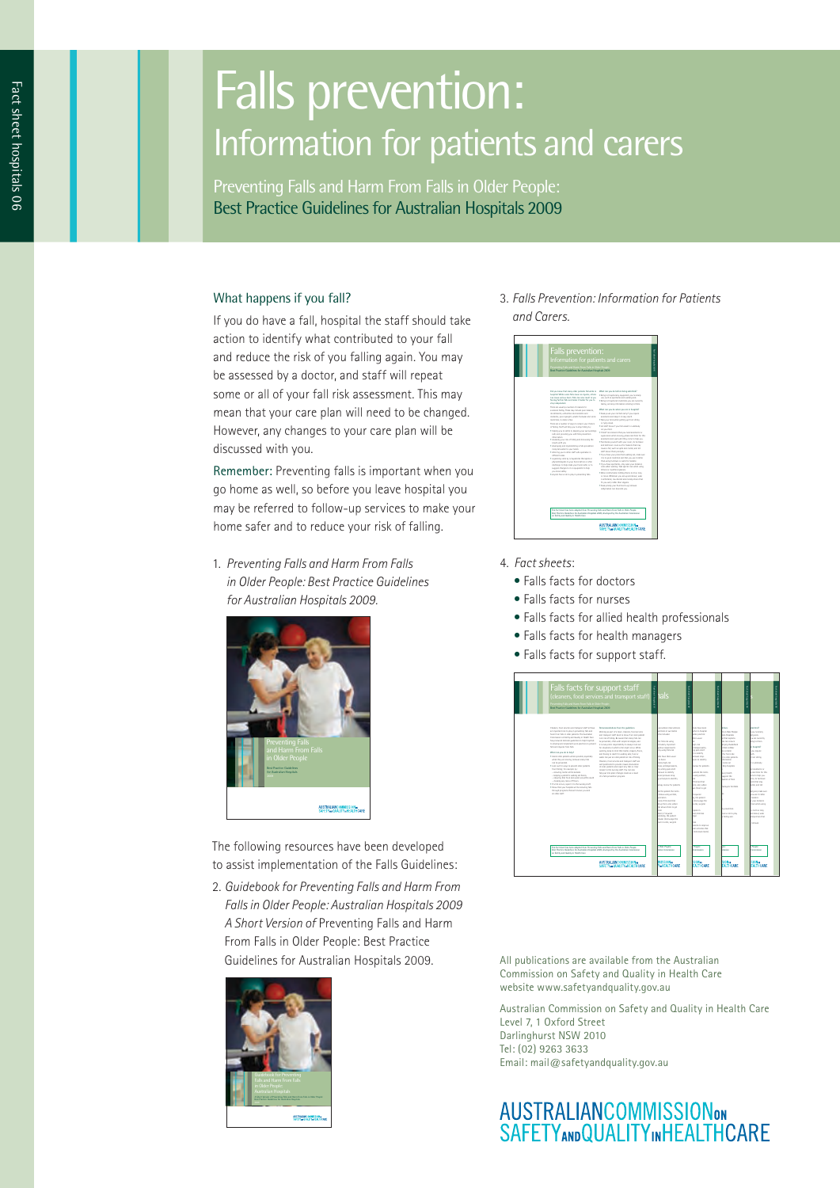# Falls prevention:

## Information for patients and carers

Preventing Falls and Harm From Falls in Older People: Best Practice Guidelines for Australian Hospitals 2009

### What happens if you fall?

If you do have a fall, hospital the staff should take action to identify what contributed to your fall and reduce the risk of you falling again. You may be assessed by a doctor, and staff will repeat some or all of your fall risk assessment. This may mean that your care plan will need to be changed. However, any changes to your care plan will be discussed with you.

Remember: Preventing falls is important when you go home as well, so before you leave hospital you may be referred to follow-up services to make your home safer and to reduce your risk of falling.

1. *Preventing Falls and Harm From Falls in Older People: Best Practice Guidelines for Australian Hospitals 2009.*

The following resources have been developed to assist implementation of the Falls Guidelines:

2. *Guidebook for Preventing Falls and Harm From Falls in Older People: Australian Hospitals 2009 A Short Version of* Preventing Falls and Harm From Falls in Older People: Best Practice Guidelines for Australian Hospitals 2009.

3. *Falls Prevention: Information for Patients and Carers.*

4. *Fact sheets*:
   - Falls facts for doctors
   - Falls facts for nurses
   - Falls facts for allied health professionals
   - Falls facts for health managers
   - Falls facts for support staff.

All publications are available from the Australian Commission on Safety and Quality in Health Care website www.safetyandquality.gov.au

Australian Commission on Safety and Quality in Health Care
Level 7, 1 Oxford Street
Darlinghurst NSW 2010
Tel: (02) 9263 3633
Email: mail@safetyandquality.gov.au

AUSTRALIAN COMMISSION ON SAFETY AND QUALITY IN HEALTH CARE